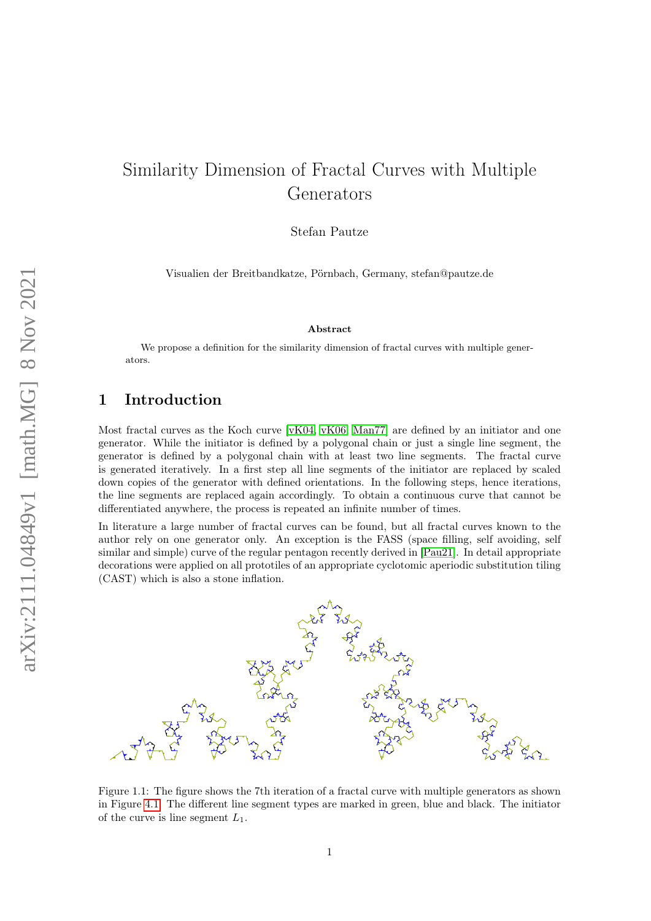# Similarity Dimension of Fractal Curves with Multiple Generators

Stefan Pautze

Visualien der Breitbandkatze, Pörnbach, Germany, stefan@pautze.de

### Abstract

We propose a definition for the similarity dimension of fractal curves with multiple generators.

## 1 Introduction

Most fractal curves as the Koch curve [vK04, vK06, Man77] are defined by an initiator and one generator. While the initiator is defined by a polygonal chain or just a single line segment, the generator is defined by a polygonal chain with at least two line segments. The fractal curve is generated iteratively. In a first step all line segments of the initiator are replaced by scaled down copies of the generator with defined orientations. In the following steps, hence iterations, the line segments are replaced again accordingly. To obtain a continuous curve that cannot be differentiated anywhere, the process is repeated an infinite number of times.

In literature a large number of fractal curves can be found, but all fractal curves known to the author rely on one generator only. An exception is the FASS (space filling, self avoiding, self similar and simple) curve of the regular pentagon recently derived in [Pau21]. In detail appropriate decorations were applied on all prototiles of an appropriate cyclotomic aperiodic substitution tiling (CAST) which is also a stone inflation.

Figure 1.1: The figure shows the 7th iteration of a fractal curve with multiple generators as shown in Figure 4.1. The different line segment types are marked in green, blue and black. The initiator of the curve is line segment $L_1$.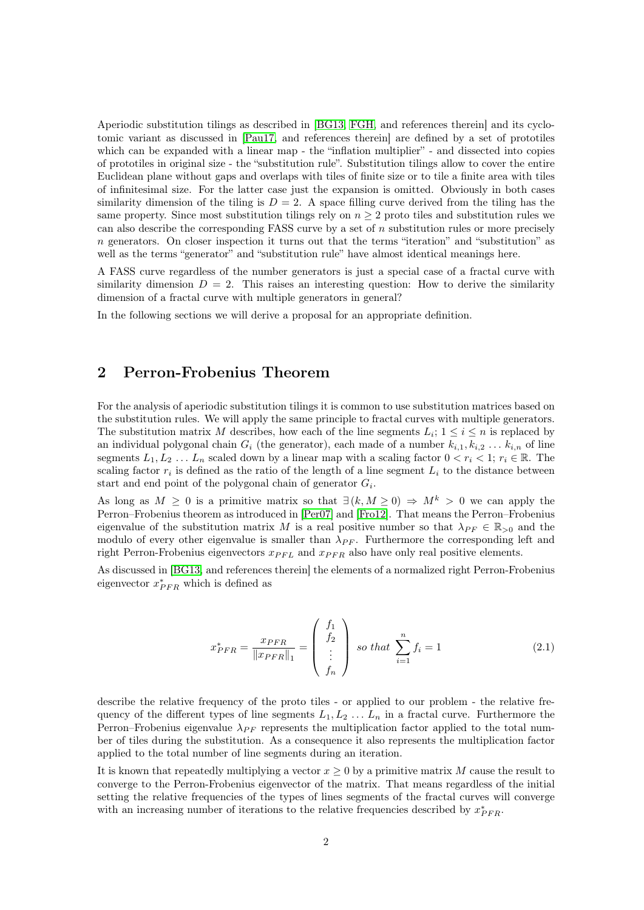Aperiodic substitution tilings as described in [BG13, FGH, and references therein] and its cyclotomic variant as discussed in [Pau17, and references therein] are defined by a set of prototiles which can be expanded with a linear map - the "inflation multiplier" - and dissected into copies of prototiles in original size - the "substitution rule". Substitution tilings allow to cover the entire Euclidean plane without gaps and overlaps with tiles of finite size or to tile a finite area with tiles of infinitesimal size. For the latter case just the expansion is omitted. Obviously in both cases similarity dimension of the tiling is $D = 2$. A space filling curve derived from the tiling has the same property. Since most substitution tilings rely on $n \geq 2$ proto tiles and substitution rules we can also describe the corresponding FASS curve by a set of $n$ substitution rules or more precisely $n$ generators. On closer inspection it turns out that the terms "iteration" and "substitution" as well as the terms "generator" and "substitution rule" have almost identical meanings here.

A FASS curve regardless of the number generators is just a special case of a fractal curve with similarity dimension $D = 2$. This raises an interesting question: How to derive the similarity dimension of a fractal curve with multiple generators in general?

In the following sections we will derive a proposal for an appropriate definition.

## 2 Perron-Frobenius Theorem

For the analysis of aperiodic substitution tilings it is common to use substitution matrices based on the substitution rules. We will apply the same principle to fractal curves with multiple generators. The substitution matrix $M$ describes, how each of the line segments $L_i$; $1 \leq i \leq n$ is replaced by an individual polygonal chain $G_i$ (the generator), each made of a number $k_{i,1}, k_{i,2} \ldots k_{i,n}$ of line segments $L_1, L_2 \ldots L_n$ scaled down by a linear map with a scaling factor $0 < r_i < 1$; $r_i \in \mathbb{R}$. The scaling factor $r_i$ is defined as the ratio of the length of a line segment $L_i$ to the distance between start and end point of the polygonal chain of generator $G_i$.

As long as $M \geq 0$ is a primitive matrix so that $\exists (k, M \geq 0) \Rightarrow M^k > 0$ we can apply the Perron–Frobenius theorem as introduced in [Per07] and [Fro12]. That means the Perron–Frobenius eigenvalue of the substitution matrix $M$ is a real positive number so that $\lambda_{PF} \in \mathbb{R}_{>0}$ and the modulo of every other eigenvalue is smaller than $\lambda_{PF}$. Furthermore the corresponding left and right Perron-Frobenius eigenvectors $x_{PFL}$ and $x_{PFR}$ also have only real positive elements.

As discussed in [BG13, and references therein] the elements of a normalized right Perron-Frobenius eigenvector $x^*_{PFR}$ which is defined as

$$x^*_{PFR} = \frac{x_{PFR}}{\|x_{PFR}\|_1} = \begin{pmatrix} f_1 \\ f_2 \\ \vdots \\ f_n \end{pmatrix} \textit{ so that } \sum_{i=1}^{n} f_i = 1 \tag{2.1}$$

describe the relative frequency of the proto tiles - or applied to our problem - the relative frequency of the different types of line segments $L_1, L_2 \ldots L_n$ in a fractal curve. Furthermore the Perron–Frobenius eigenvalue $\lambda_{PF}$ represents the multiplication factor applied to the total number of tiles during the substitution. As a consequence it also represents the multiplication factor applied to the total number of line segments during an iteration.

It is known that repeatedly multiplying a vector $x \geq 0$ by a primitive matrix $M$ cause the result to converge to the Perron-Frobenius eigenvector of the matrix. That means regardless of the initial setting the relative frequencies of the types of lines segments of the fractal curves will converge with an increasing number of iterations to the relative frequencies described by $x^*_{PFR}$.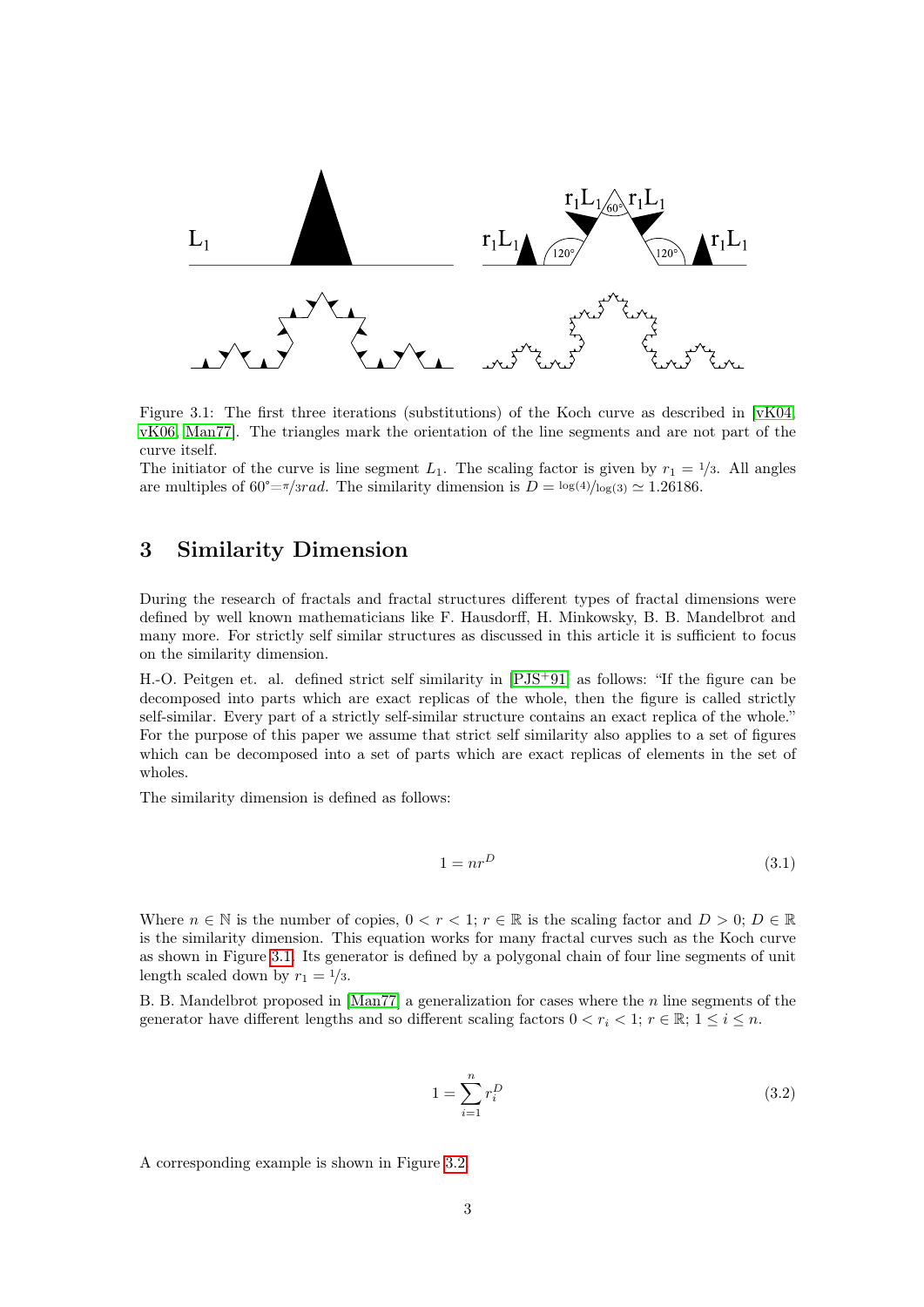Figure 3.1: The first three iterations (substitutions) of the Koch curve as described in [vK04, vK06, Man77]. The triangles mark the orientation of the line segments and are not part of the curve itself.
The initiator of the curve is line segment $L_1$. The scaling factor is given by $r_1 = 1/3$. All angles are multiples of $60° = \pi/3 rad$. The similarity dimension is $D = \log(4)/\log(3) \simeq 1.26186$.

# 3 Similarity Dimension

During the research of fractals and fractal structures different types of fractal dimensions were defined by well known mathematicians like F. Hausdorff, H. Minkowsky, B. B. Mandelbrot and many more. For strictly self similar structures as discussed in this article it is sufficient to focus on the similarity dimension.

H.-O. Peitgen et. al. defined strict self similarity in [PJS+91] as follows: "If the figure can be decomposed into parts which are exact replicas of the whole, then the figure is called strictly self-similar. Every part of a strictly self-similar structure contains an exact replica of the whole." For the purpose of this paper we assume that strict self similarity also applies to a set of figures which can be decomposed into a set of parts which are exact replicas of elements in the set of wholes.

The similarity dimension is defined as follows:

$$1 = nr^D \tag{3.1}$$

Where $n \in \mathbb{N}$ is the number of copies, $0 < r < 1; r \in \mathbb{R}$ is the scaling factor and $D > 0; D \in \mathbb{R}$ is the similarity dimension. This equation works for many fractal curves such as the Koch curve as shown in Figure 3.1. Its generator is defined by a polygonal chain of four line segments of unit length scaled down by $r_1 = 1/3$.

B. B. Mandelbrot proposed in [Man77] a generalization for cases where the $n$ line segments of the generator have different lengths and so different scaling factors $0 < r_i < 1; r \in \mathbb{R}; 1 \leq i \leq n$.

$$1 = \sum_{i=1}^{n} r_i^D \tag{3.2}$$

A corresponding example is shown in Figure 3.2.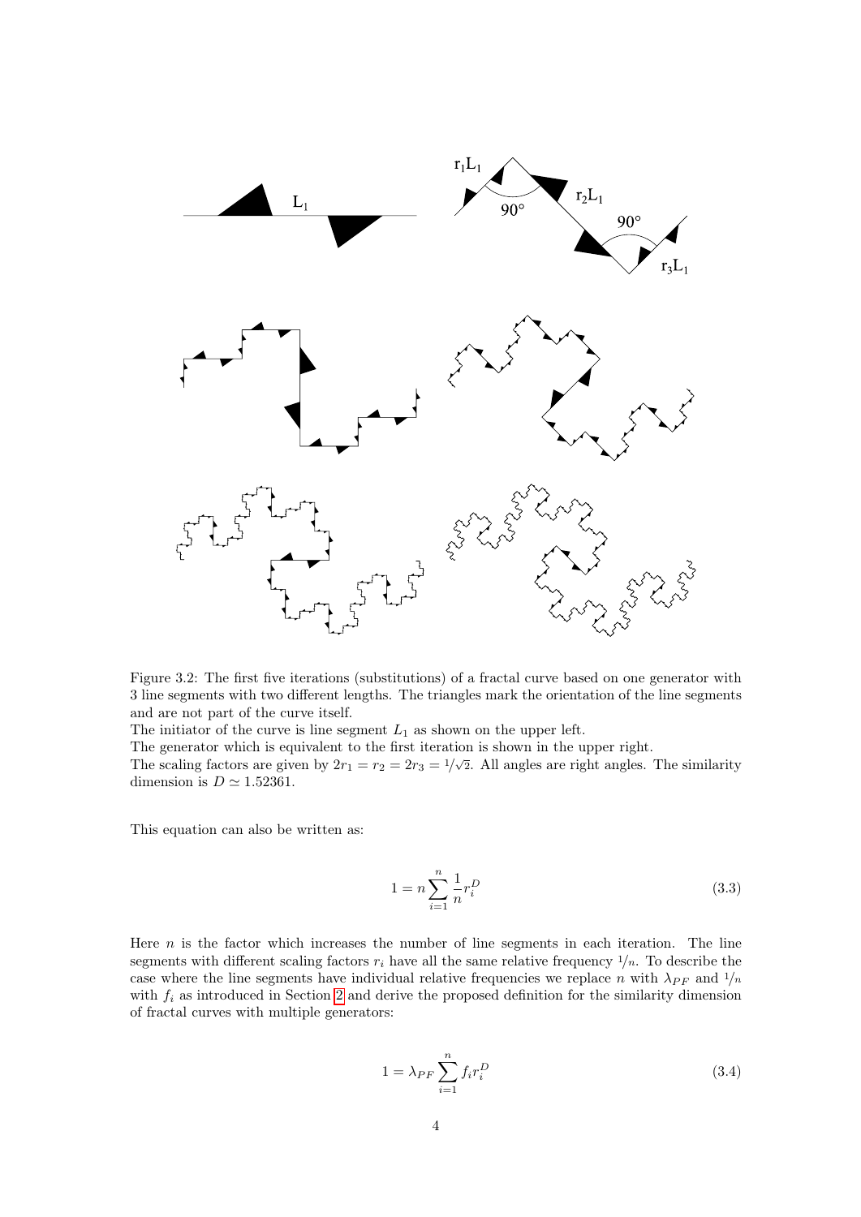Figure 3.2: The first five iterations (substitutions) of a fractal curve based on one generator with 3 line segments with two different lengths. The triangles mark the orientation of the line segments and are not part of the curve itself.
The initiator of the curve is line segment $L_1$ as shown on the upper left.
The generator which is equivalent to the first iteration is shown in the upper right.
The scaling factors are given by $2r_1 = r_2 = 2r_3 = 1/\sqrt{2}$. All angles are right angles. The similarity dimension is $D \simeq 1.52361$.

This equation can also be written as:

$$1 = n \sum_{i=1}^{n} \frac{1}{n} r_i^D \tag{3.3}$$

Here $n$ is the factor which increases the number of line segments in each iteration. The line segments with different scaling factors $r_i$ have all the same relative frequency $1/n$. To describe the case where the line segments have individual relative frequencies we replace $n$ with $\lambda_{PF}$ and $1/n$ with $f_i$ as introduced in Section 2 and derive the proposed definition for the similarity dimension of fractal curves with multiple generators:

$$1 = \lambda_{PF} \sum_{i=1}^{n} f_i r_i^D \tag{3.4}$$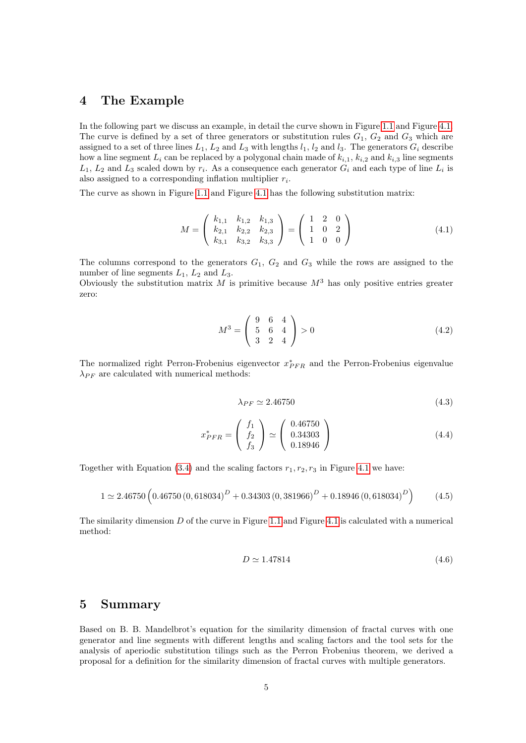## 4 The Example

In the following part we discuss an example, in detail the curve shown in Figure 1.1 and Figure 4.1. The curve is defined by a set of three generators or substitution rules $G_1$, $G_2$ and $G_3$ which are assigned to a set of three lines $L_1$, $L_2$ and $L_3$ with lengths $l_1$, $l_2$ and $l_3$. The generators $G_i$ describe how a line segment $L_i$ can be replaced by a polygonal chain made of $k_{i,1}$, $k_{i,2}$ and $k_{i,3}$ line segments $L_1$, $L_2$ and $L_3$ scaled down by $r_i$. As a consequence each generator $G_i$ and each type of line $L_i$ is also assigned to a corresponding inflation multiplier $r_i$.

The curve as shown in Figure 1.1 and Figure 4.1 has the following substitution matrix:

$$M = \begin{pmatrix} k_{1,1} & k_{1,2} & k_{1,3} \\ k_{2,1} & k_{2,2} & k_{2,3} \\ k_{3,1} & k_{3,2} & k_{3,3} \end{pmatrix} = \begin{pmatrix} 1 & 2 & 0 \\ 1 & 0 & 2 \\ 1 & 0 & 0 \end{pmatrix} \tag{4.1}$$

The columns correspond to the generators $G_1$, $G_2$ and $G_3$ while the rows are assigned to the number of line segments $L_1$, $L_2$ and $L_3$.
Obviously the substitution matrix $M$ is primitive because $M^3$ has only positive entries greater zero:

$$M^3 = \begin{pmatrix} 9 & 6 & 4 \\ 5 & 6 & 4 \\ 3 & 2 & 4 \end{pmatrix} > 0 \tag{4.2}$$

The normalized right Perron-Frobenius eigenvector $x^*_{PFR}$ and the Perron-Frobenius eigenvalue $\lambda_{PF}$ are calculated with numerical methods:

$$\lambda_{PF} \simeq 2.46750 \tag{4.3}$$

$$x^*_{PFR} = \begin{pmatrix} f_1 \\ f_2 \\ f_3 \end{pmatrix} \simeq \begin{pmatrix} 0.46750 \\ 0.34303 \\ 0.18946 \end{pmatrix} \tag{4.4}$$

Together with Equation (3.4) and the scaling factors $r_1, r_2, r_3$ in Figure 4.1 we have:

$$1 \simeq 2.46750 \left( 0.46750\,(0,618034)^D + 0.34303\,(0,381966)^D + 0.18946\,(0,618034)^D \right) \tag{4.5}$$

The similarity dimension $D$ of the curve in Figure 1.1 and Figure 4.1 is calculated with a numerical method:

$$D \simeq 1.47814 \tag{4.6}$$

## 5 Summary

Based on B. B. Mandelbrot's equation for the similarity dimension of fractal curves with one generator and line segments with different lengths and scaling factors and the tool sets for the analysis of aperiodic substitution tilings such as the Perron Frobenius theorem, we derived a proposal for a definition for the similarity dimension of fractal curves with multiple generators.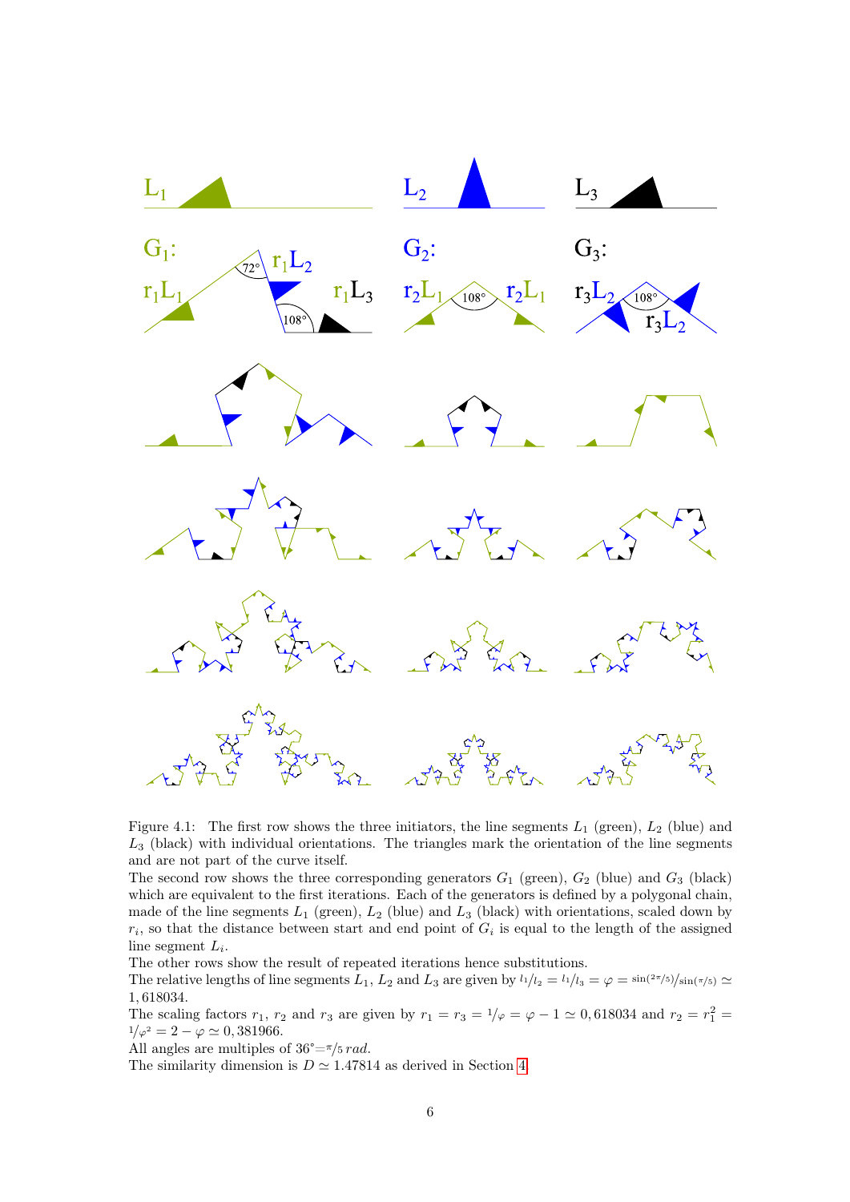Figure 4.1: The first row shows the three initiators, the line segments $L_1$ (green), $L_2$ (blue) and $L_3$ (black) with individual orientations. The triangles mark the orientation of the line segments and are not part of the curve itself.
The second row shows the three corresponding generators $G_1$ (green), $G_2$ (blue) and $G_3$ (black) which are equivalent to the first iterations. Each of the generators is defined by a polygonal chain, made of the line segments $L_1$ (green), $L_2$ (blue) and $L_3$ (black) with orientations, scaled down by $r_i$, so that the distance between start and end point of $G_i$ is equal to the length of the assigned line segment $L_i$.
The other rows show the result of repeated iterations hence substitutions.
The relative lengths of line segments $L_1$, $L_2$ and $L_3$ are given by $l_1/l_2 = l_1/l_3 = \varphi = \sin(2\pi/5)/\sin(\pi/5) \simeq 1,618034$.
The scaling factors $r_1$, $r_2$ and $r_3$ are given by $r_1 = r_3 = 1/\varphi = \varphi - 1 \simeq 0,618034$ and $r_2 = r_1^2 = 1/\varphi^2 = 2 - \varphi \simeq 0,381966$.
All angles are multiples of $36° = \pi/5\,rad$.
The similarity dimension is $D \simeq 1.47814$ as derived in Section 4.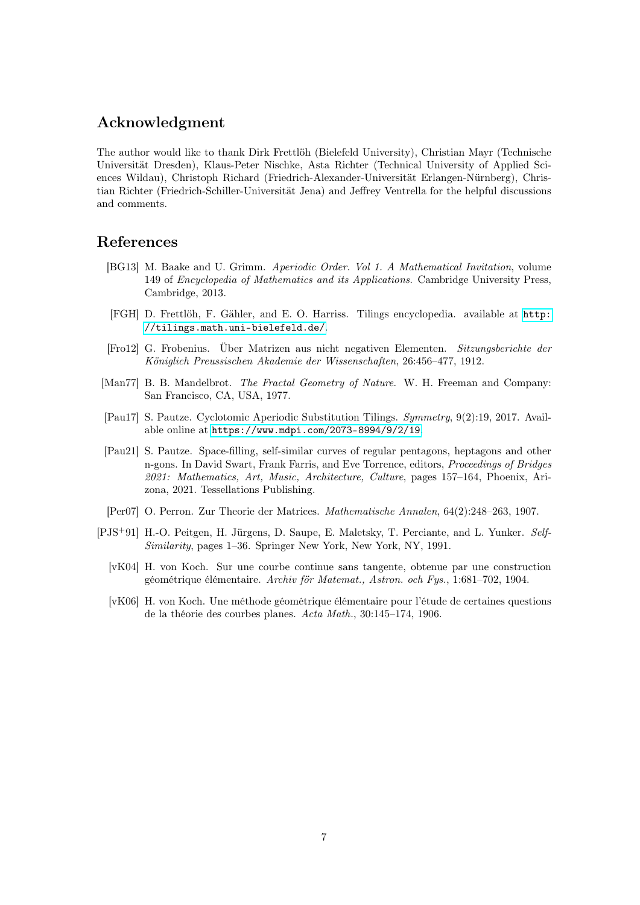## Acknowledgment

The author would like to thank Dirk Frettlöh (Bielefeld University), Christian Mayr (Technische Universität Dresden), Klaus-Peter Nischke, Asta Richter (Technical University of Applied Sciences Wildau), Christoph Richard (Friedrich-Alexander-Universität Erlangen-Nürnberg), Christian Richter (Friedrich-Schiller-Universität Jena) and Jeffrey Ventrella for the helpful discussions and comments.

## References

[BG13] M. Baake and U. Grimm. *Aperiodic Order. Vol 1. A Mathematical Invitation*, volume 149 of *Encyclopedia of Mathematics and its Applications*. Cambridge University Press, Cambridge, 2013.

[FGH] D. Frettlöh, F. Gähler, and E. O. Harriss. Tilings encyclopedia. available at http://tilings.math.uni-bielefeld.de/.

[Fro12] G. Frobenius. Über Matrizen aus nicht negativen Elementen. *Sitzungsberichte der Königlich Preussischen Akademie der Wissenschaften*, 26:456–477, 1912.

[Man77] B. B. Mandelbrot. *The Fractal Geometry of Nature*. W. H. Freeman and Company: San Francisco, CA, USA, 1977.

[Pau17] S. Pautze. Cyclotomic Aperiodic Substitution Tilings. *Symmetry*, 9(2):19, 2017. Available online at https://www.mdpi.com/2073-8994/9/2/19.

[Pau21] S. Pautze. Space-filling, self-similar curves of regular pentagons, heptagons and other n-gons. In David Swart, Frank Farris, and Eve Torrence, editors, *Proceedings of Bridges 2021: Mathematics, Art, Music, Architecture, Culture*, pages 157–164, Phoenix, Arizona, 2021. Tessellations Publishing.

[Per07] O. Perron. Zur Theorie der Matrices. *Mathematische Annalen*, 64(2):248–263, 1907.

[PJS+91] H.-O. Peitgen, H. Jürgens, D. Saupe, E. Maletsky, T. Perciante, and L. Yunker. *Self-Similarity*, pages 1–36. Springer New York, New York, NY, 1991.

[vK04] H. von Koch. Sur une courbe continue sans tangente, obtenue par une construction géométrique élémentaire. *Archiv för Matemat., Astron. och Fys.*, 1:681–702, 1904.

[vK06] H. von Koch. Une méthode géométrique élémentaire pour l'étude de certaines questions de la théorie des courbes planes. *Acta Math.*, 30:145–174, 1906.